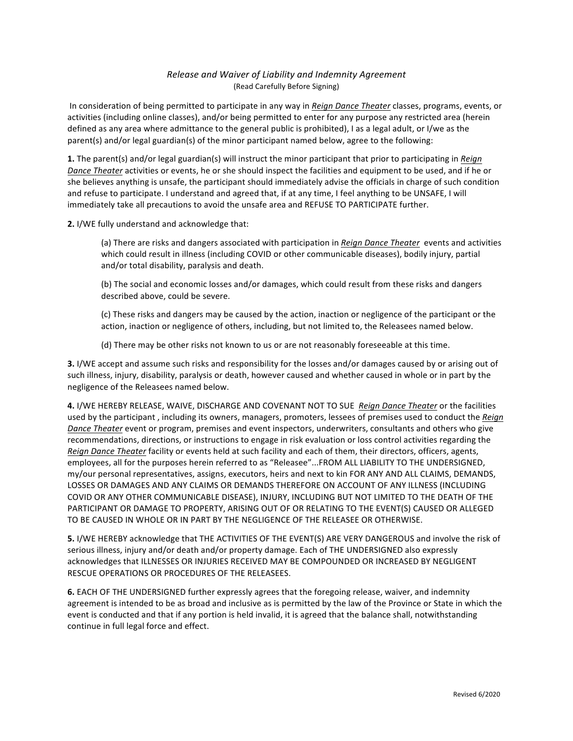*Release and Waiver of Liability and Indemnity Agreement*

(Read Carefully Before Signing)

In consideration of being permitted to participate in any way in ***Reign Dance Theater*** classes, programs, events, or activities (including online classes), and/or being permitted to enter for any purpose any restricted area (herein defined as any area where admittance to the general public is prohibited), I as a legal adult, or I/we as the parent(s) and/or legal guardian(s) of the minor participant named below, agree to the following:

**1.** The parent(s) and/or legal guardian(s) will instruct the minor participant that prior to participating in *Reign Dance Theater* activities or events, he or she should inspect the facilities and equipment to be used, and if he or she believes anything is unsafe, the participant should immediately advise the officials in charge of such condition and refuse to participate. I understand and agreed that, if at any time, I feel anything to be UNSAFE, I will immediately take all precautions to avoid the unsafe area and REFUSE TO PARTICIPATE further.

**2.** I/WE fully understand and acknowledge that:

> (a) There are risks and dangers associated with participation in ***Reign Dance Theater*** events and activities which could result in illness (including COVID or other communicable diseases), bodily injury, partial and/or total disability, paralysis and death.
>
> (b) The social and economic losses and/or damages, which could result from these risks and dangers described above, could be severe.
>
> (c) These risks and dangers may be caused by the action, inaction or negligence of the participant or the action, inaction or negligence of others, including, but not limited to, the Releasees named below.
>
> (d) There may be other risks not known to us or are not reasonably foreseeable at this time.

**3.** I/WE accept and assume such risks and responsibility for the losses and/or damages caused by or arising out of such illness, injury, disability, paralysis or death, however caused and whether caused in whole or in part by the negligence of the Releasees named below.

**4.** I/WE HEREBY RELEASE, WAIVE, DISCHARGE AND COVENANT NOT TO SUE *Reign Dance Theater* or the facilities used by the participant , including its owners, managers, promoters, lessees of premises used to conduct the *Reign Dance Theater* event or program, premises and event inspectors, underwriters, consultants and others who give recommendations, directions, or instructions to engage in risk evaluation or loss control activities regarding the *Reign Dance Theater* facility or events held at such facility and each of them, their directors, officers, agents, employees, all for the purposes herein referred to as "Releasee"...FROM ALL LIABILITY TO THE UNDERSIGNED, my/our personal representatives, assigns, executors, heirs and next to kin FOR ANY AND ALL CLAIMS, DEMANDS, LOSSES OR DAMAGES AND ANY CLAIMS OR DEMANDS THEREFORE ON ACCOUNT OF ANY ILLNESS (INCLUDING COVID OR ANY OTHER COMMUNICABLE DISEASE), INJURY, INCLUDING BUT NOT LIMITED TO THE DEATH OF THE PARTICIPANT OR DAMAGE TO PROPERTY, ARISING OUT OF OR RELATING TO THE EVENT(S) CAUSED OR ALLEGED TO BE CAUSED IN WHOLE OR IN PART BY THE NEGLIGENCE OF THE RELEASEE OR OTHERWISE.

**5.** I/WE HEREBY acknowledge that THE ACTIVITIES OF THE EVENT(S) ARE VERY DANGEROUS and involve the risk of serious illness, injury and/or death and/or property damage. Each of THE UNDERSIGNED also expressly acknowledges that ILLNESSES OR INJURIES RECEIVED MAY BE COMPOUNDED OR INCREASED BY NEGLIGENT RESCUE OPERATIONS OR PROCEDURES OF THE RELEASEES.

**6.** EACH OF THE UNDERSIGNED further expressly agrees that the foregoing release, waiver, and indemnity agreement is intended to be as broad and inclusive as is permitted by the law of the Province or State in which the event is conducted and that if any portion is held invalid, it is agreed that the balance shall, notwithstanding continue in full legal force and effect.

Revised 6/2020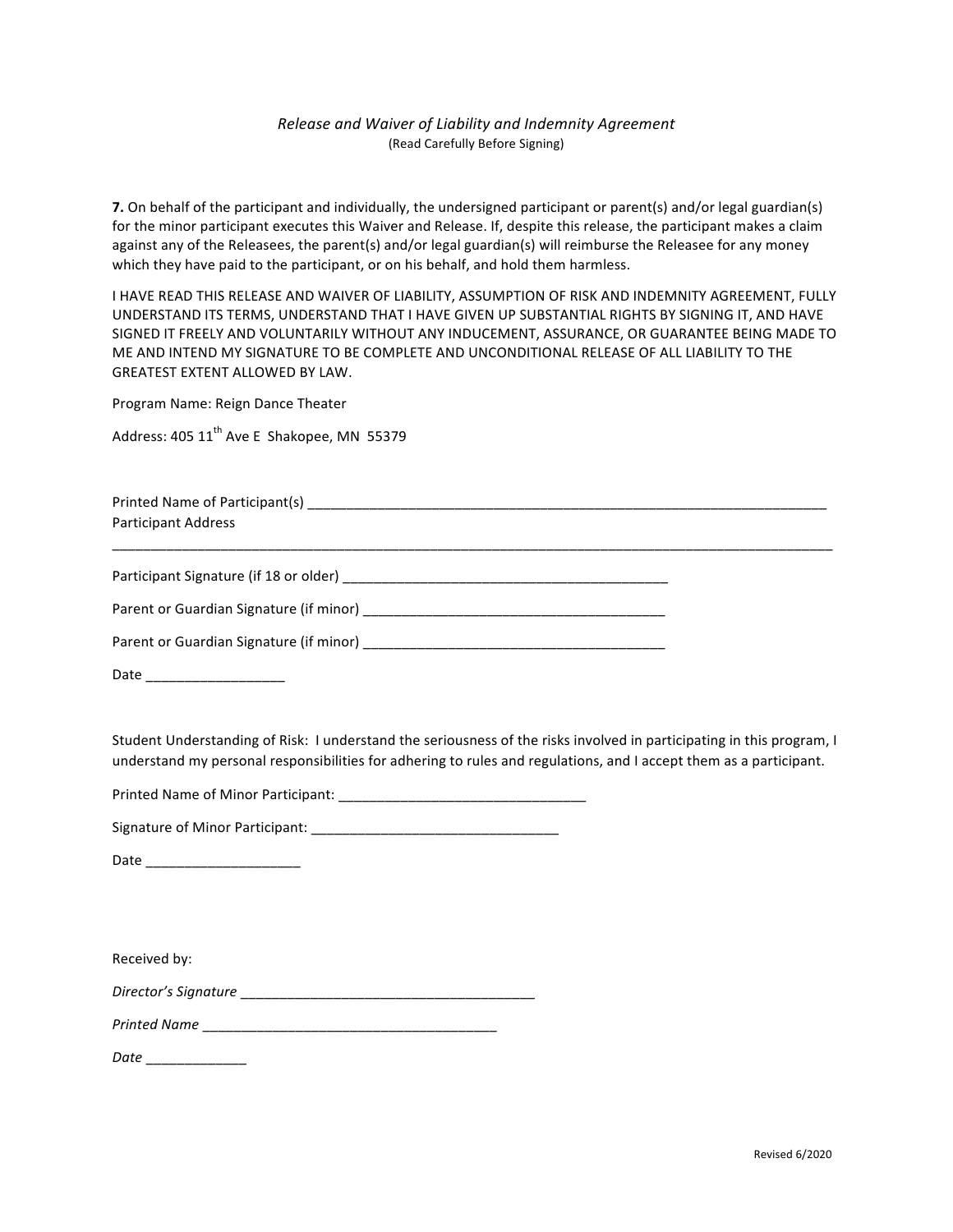*Release and Waiver of Liability and Indemnity Agreement*

(Read Carefully Before Signing)

**7.** On behalf of the participant and individually, the undersigned participant or parent(s) and/or legal guardian(s) for the minor participant executes this Waiver and Release. If, despite this release, the participant makes a claim against any of the Releasees, the parent(s) and/or legal guardian(s) will reimburse the Releasee for any money which they have paid to the participant, or on his behalf, and hold them harmless.

I HAVE READ THIS RELEASE AND WAIVER OF LIABILITY, ASSUMPTION OF RISK AND INDEMNITY AGREEMENT, FULLY UNDERSTAND ITS TERMS, UNDERSTAND THAT I HAVE GIVEN UP SUBSTANTIAL RIGHTS BY SIGNING IT, AND HAVE SIGNED IT FREELY AND VOLUNTARILY WITHOUT ANY INDUCEMENT, ASSURANCE, OR GUARANTEE BEING MADE TO ME AND INTEND MY SIGNATURE TO BE COMPLETE AND UNCONDITIONAL RELEASE OF ALL LIABILITY TO THE GREATEST EXTENT ALLOWED BY LAW.

Program Name: Reign Dance Theater

Address: 405 11th Ave E Shakopee, MN 55379

Printed Name of Participant(s) ______________________________________________________________________

Participant Address

______________________________________________________________________________________________

Participant Signature (if 18 or older) ___________________________________________

Parent or Guardian Signature (if minor) ________________________________________

Parent or Guardian Signature (if minor) ________________________________________

Date __________________

Student Understanding of Risk: I understand the seriousness of the risks involved in participating in this program, I understand my personal responsibilities for adhering to rules and regulations, and I accept them as a participant.

Printed Name of Minor Participant: ________________________________

Signature of Minor Participant: ________________________________

Date ____________________

Received by:

*Director's Signature* _______________________________________

*Printed Name* _______________________________________

*Date* _____________

Revised 6/2020